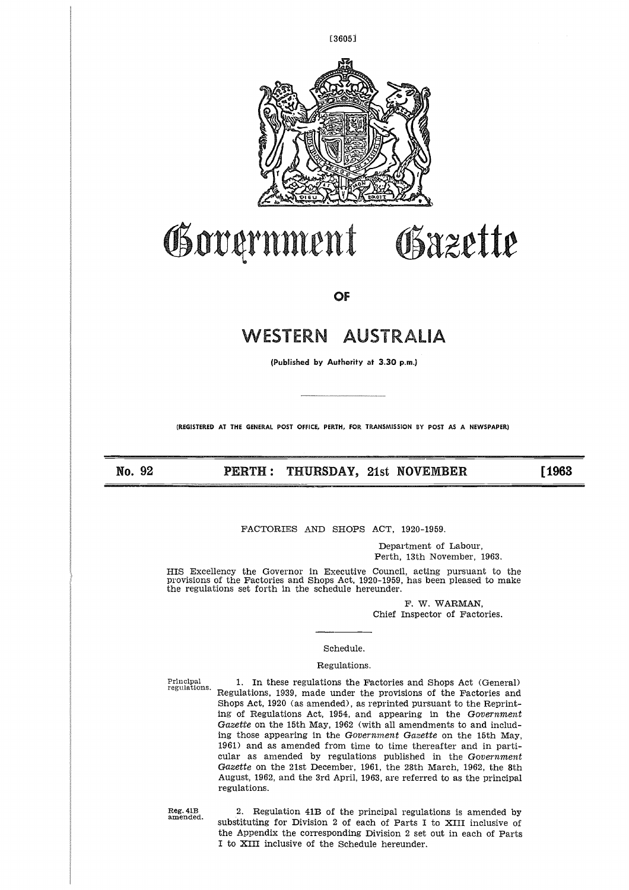# Government Gazette

OF

# WESTERN AUSTRALIA

(Published by Authority at 3.30 p.m.)

(REGISTERED AT THE GENERAL POST OFFICE, PERTH, FOR TRANSMISSION BY POST AS A NEWSPAPER)

**No. 92 PERTH: THURSDAY, 21st NOVEMBER [1963**

FACTORIES AND SHOPS ACT, 1920-1959.

Department of Labour,
Perth, 13th November, 1963.

HIS Excellency the Governor in Executive Council, acting pursuant to the provisions of the Factories and Shops Act, 1920-1959, has been pleased to make the regulations set forth in the schedule hereunder.

F. W. WARMAN,
Chief Inspector of Factories.

Schedule.

Regulations.

Principal regulations.

1. In these regulations the Factories and Shops Act (General) Regulations, 1939, made under the provisions of the Factories and Shops Act, 1920 (as amended), as reprinted pursuant to the Reprinting of Regulations Act, 1954, and appearing in the *Government Gazette* on the 15th May, 1962 (with all amendments to and including those appearing in the *Government Gazette* on the 15th May, 1961) and as amended from time to time thereafter and in particular as amended by regulations published in the *Government Gazette* on the 21st December, 1961, the 28th March, 1962, the 8th August, 1962, and the 3rd April, 1963, are referred to as the principal regulations.

Reg. 41B amended.

2. Regulation 41B of the principal regulations is amended by substituting for Division 2 of each of Parts I to XIII inclusive of the Appendix the corresponding Division 2 set out in each of Parts I to XIII inclusive of the Schedule hereunder.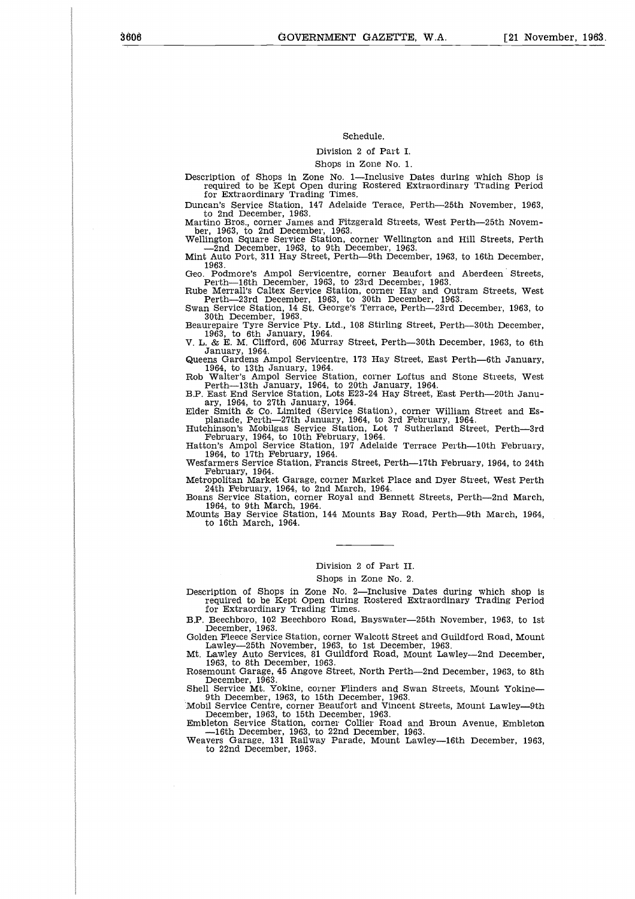Schedule.

Division 2 of Part I.

Shops in Zone No. 1.

Description of Shops in Zone No. 1—Inclusive Dates during which Shop is required to be Kept Open during Rostered Extraordinary Trading Period for Extraordinary Trading Times.

Duncan's Service Station, 147 Adelaide Terace, Perth—25th November, 1963, to 2nd December, 1963.

Martino Bros., corner James and Fitzgerald Streets, West Perth—25th November, 1963, to 2nd December, 1963.

Wellington Square Service Station, corner Wellington and Hill Streets, Perth —2nd December, 1963, to 9th December, 1963.

Mint Auto Port, 311 Hay Street, Perth—9th December, 1963, to 16th December, 1963.

Geo. Podmore's Ampol Servicentre, corner Beaufort and Aberdeen Streets, Perth—16th December, 1963, to 23rd December, 1963.

Rube Merrall's Caltex Service Station, corner Hay and Outram Streets, West Perth—23rd December, 1963, to 30th December, 1963.

Swan Service Station, 14 St. George's Terrace, Perth—23rd December, 1963, to 30th December, 1963.

Beaurepaire Tyre Service Pty. Ltd., 108 Stirling Street, Perth—30th December, 1963, to 6th January, 1964.

V. L. & E. M. Clifford, 606 Murray Street, Perth—30th December, 1963, to 6th January, 1964.

Queens Gardens Ampol Servicentre, 173 Hay Street, East Perth—6th January, 1964, to 13th January, 1964.

Rob Walter's Ampol Service Station, corner Loftus and Stone Streets, West Perth—13th January, 1964, to 20th January, 1964.

B.P. East End Service Station, Lots E23-24 Hay Street, East Perth—20th January, 1964, to 27th January, 1964.

Elder Smith & Co. Limited (Service Station), corner William Street and Esplanade, Perth—27th January, 1964, to 3rd February, 1964.

Hutchinson's Mobilgas Service Station, Lot 7 Sutherland Street, Perth—3rd February, 1964, to 10th February, 1964.

Hatton's Ampol Service Station, 197 Adelaide Terrace Perth—10th February, 1964, to 17th February, 1964.

Wesfarmers Service Station, Francis Street, Perth—17th February, 1964, to 24th February, 1964.

Metropolitan Market Garage, corner Market Place and Dyer Street, West Perth 24th February, 1964, to 2nd March, 1964.

Boans Service Station, corner Royal and Bennett Streets, Perth—2nd March, 1964, to 9th March, 1964.

Mounts Bay Service Station, 144 Mounts Bay Road, Perth—9th March, 1964, to 16th March, 1964.

---

Division 2 of Part II.

Shops in Zone No. 2.

Description of Shops in Zone No. 2—Inclusive Dates during which shop is required to be Kept Open during Rostered Extraordinary Trading Period for Extraordinary Trading Times.

B.P. Beechboro, 102 Beechboro Road, Bayswater—25th November, 1963, to 1st December, 1963.

Golden Fleece Service Station, corner Walcott Street and Guildford Road, Mount Lawley—25th November, 1963, to 1st December, 1963.

Mt. Lawley Auto Services, 81 Guildford Road, Mount Lawley—2nd December, 1963, to 8th December, 1963.

Rosemount Garage, 45 Angove Street, North Perth—2nd December, 1963, to 8th December, 1963.

Shell Service Mt. Yokine, corner Flinders and Swan Streets, Mount Yokine—9th December, 1963, to 15th December, 1963.

Mobil Service Centre, corner Beaufort and Vincent Streets, Mount Lawley—9th December, 1963, to 15th December, 1963.

Embleton Service Station, corner Collier Road and Broun Avenue, Embleton —16th December, 1963, to 22nd December, 1963.

Weavers Garage, 131 Railway Parade, Mount Lawley—16th December, 1963, to 22nd December, 1963.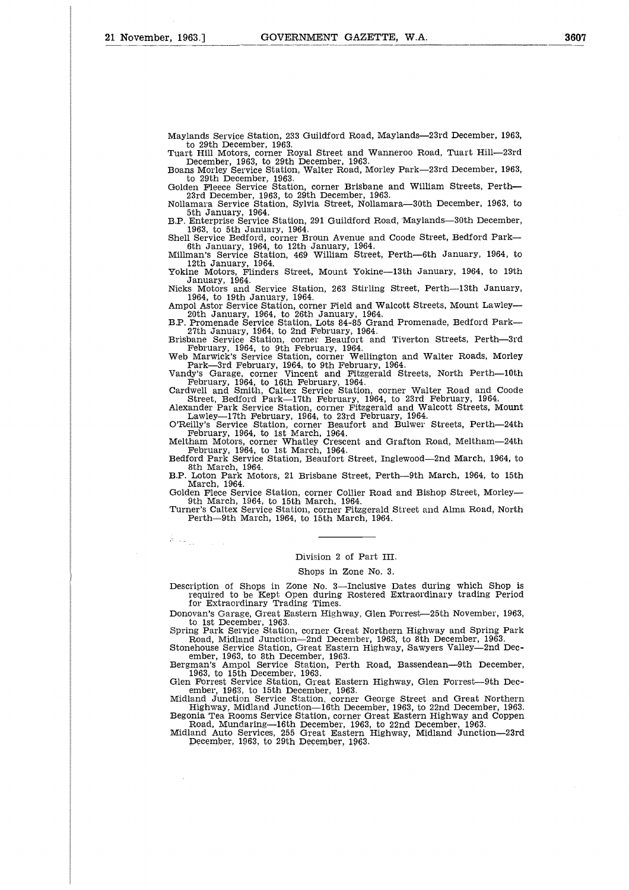Maylands Service Station, 233 Guildford Road, Maylands—23rd December, 1963, to 29th December, 1963.

Tuart Hill Motors, corner Royal Street and Wanneroo Road, Tuart Hill—23rd December, 1963, to 29th December, 1963.

Boans Morley Service Station, Walter Road, Morley Park—23rd December, 1963, to 29th December, 1963.

Golden Fleece Service Station, corner Brisbane and William Streets, Perth—23rd December, 1963, to 29th December, 1963.

Nollamara Service Station, Sylvia Street, Nollamara—30th December, 1963, to 5th January, 1964.

B.P. Enterprise Service Station, 291 Guildford Road, Maylands—30th December, 1963, to 5th January, 1964.

Shell Service Bedford, corner Broun Avenue and Coode Street, Bedford Park—6th January, 1964, to 12th January, 1964.

Millman's Service Station, 469 William Street, Perth—6th January, 1964, to 12th January, 1964.

Yokine Motors, Flinders Street, Mount Yokine—13th January, 1964, to 19th January, 1964.

Nicks Motors and Service Station, 263 Stirling Street, Perth—13th January, 1964, to 19th January, 1964.

Ampol Astor Service Station, corner Field and Walcott Streets, Mount Lawley—20th January, 1964, to 26th January, 1964.

B.P. Promenade Service Station, Lots 84-85 Grand Promenade, Bedford Park—27th January, 1964, to 2nd February, 1964.

Brisbane Service Station, corner Beaufort and Tiverton Streets, Perth—3rd February, 1964, to 9th February, 1964.

Web Marwick's Service Station, corner Wellington and Walter Roads, Morley Park—3rd February, 1964, to 9th February, 1964.

Vandy's Garage, corner Vincent and Fitzgerald Streets, North Perth—10th February, 1964, to 16th February, 1964.

Cardwell and Smith, Caltex Service Station, corner Walter Road and Coode Street, Bedford Park—17th February, 1964, to 23rd February, 1964.

Alexander Park Service Station, corner Fitzgerald and Walcott Streets, Mount Lawley—17th February, 1964, to 23rd February, 1964.

O'Reilly's Service Station, corner Beaufort and Bulwer Streets, Perth—24th February, 1964, to 1st March, 1964.

Meltham Motors, corner Whatley Crescent and Grafton Road, Meltham—24th February, 1964, to 1st March, 1964.

Bedford Park Service Station, Beaufort Street, Inglewood—2nd March, 1964, to 8th March, 1964.

B.P. Loton Park Motors, 21 Brisbane Street, Perth—9th March, 1964, to 15th March, 1964.

Golden Flece Service Station, corner Collier Road and Bishop Street, Morley—9th March, 1964, to 15th March, 1964.

Turner's Caltex Service Station, corner Fitzgerald Street and Alma Road, North Perth—9th March, 1964, to 15th March, 1964.

---

Division 2 of Part III.

Shops in Zone No. 3.

Description of Shops in Zone No. 3—Inclusive Dates during which Shop is required to be Kept Open during Rostered Extraordinary trading Period for Extraordinary Trading Times.

Donovan's Garage, Great Eastern Highway, Glen Forrest—25th November, 1963, to 1st December, 1963.

Spring Park Service Station, corner Great Northern Highway and Spring Park Road, Midland Junction—2nd December, 1963, to 8th December, 1963.

Stonehouse Service Station, Great Eastern Highway, Sawyers Valley—2nd December, 1963, to 8th December, 1963.

Bergman's Ampol Service Station, Perth Road, Bassendean—9th December, 1963, to 15th December, 1963.

Glen Forrest Service Station, Great Eastern Highway, Glen Forrest—9th December, 1963, to 15th December, 1963.

Midland Junction Service Station, corner George Street and Great Northern Highway, Midland Junction—16th December, 1963, to 22nd December, 1963.

Begonia Tea Rooms Service Station, corner Great Eastern Highway and Coppen Road, Mundaring—16th December, 1963, to 22nd December, 1963.

Midland Auto Services, 255 Great Eastern Highway, Midland Junction—23rd December, 1963, to 29th December, 1963.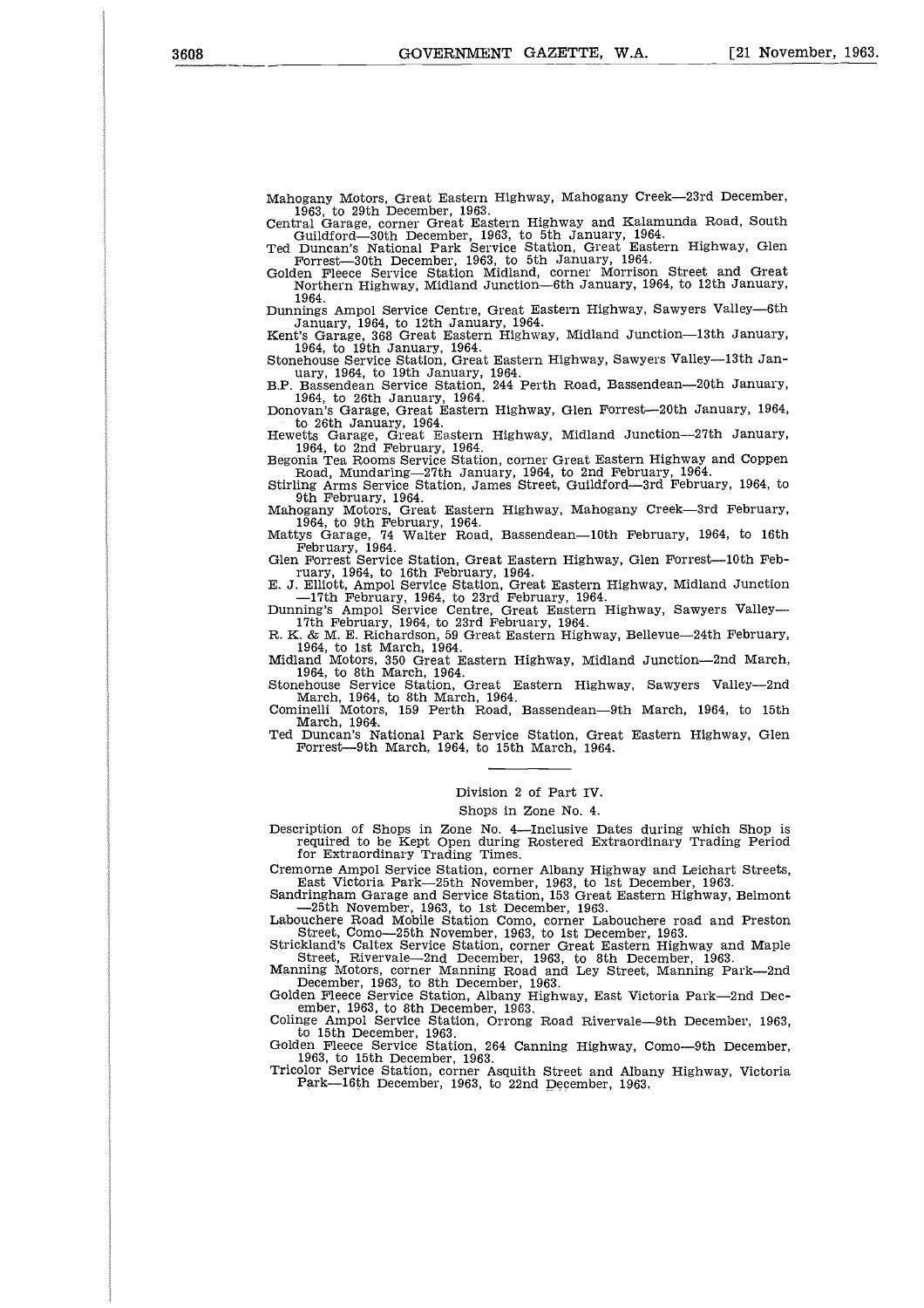Mahogany Motors, Great Eastern Highway, Mahogany Creek—23rd December, 1963, to 29th December, 1963.

Central Garage, corner Great Eastern Highway and Kalamunda Road, South Guildford—30th December, 1963, to 5th January, 1964.

Ted Duncan's National Park Service Station, Great Eastern Highway, Glen Forrest—30th December, 1963, to 5th January, 1964.

Golden Fleece Service Station Midland, corner Morrison Street and Great Northern Highway, Midland Junction—6th January, 1964, to 12th January, 1964.

Dunnings Ampol Service Centre, Great Eastern Highway, Sawyers Valley—6th January, 1964, to 12th January, 1964.

Kent's Garage, 368 Great Eastern Highway, Midland Junction—13th January, 1964, to 19th January, 1964.

Stonehouse Service Station, Great Eastern Highway, Sawyers Valley—13th January, 1964, to 19th January, 1964.

B.P. Bassendean Service Station, 244 Perth Road, Bassendean—20th January, 1964, to 26th January, 1964.

Donovan's Garage, Great Eastern Highway, Glen Forrest—20th January, 1964, to 26th January, 1964.

Hewetts Garage, Great Eastern Highway, Midland Junction—27th January, 1964, to 2nd February, 1964.

Begonia Tea Rooms Service Station, corner Great Eastern Highway and Coppen Road, Mundaring—27th January, 1964, to 2nd February, 1964.

Stirling Arms Service Station, James Street, Guildford—3rd February, 1964, to 9th February, 1964.

Mahogany Motors, Great Eastern Highway, Mahogany Creek—3rd February, 1964, to 9th February, 1964.

Mattys Garage, 74 Walter Road, Bassendean—10th February, 1964, to 16th February, 1964.

Glen Forrest Service Station, Great Eastern Highway, Glen Forrest—10th February, 1964, to 16th February, 1964.

E. J. Elliott, Ampol Service Station, Great Eastern Highway, Midland Junction—17th February, 1964, to 23rd February, 1964.

Dunning's Ampol Service Centre, Great Eastern Highway, Sawyers Valley—17th February, 1964, to 23rd February, 1964.

R. K. & M. E. Richardson, 59 Great Eastern Highway, Bellevue—24th February, 1964, to 1st March, 1964.

Midland Motors, 350 Great Eastern Highway, Midland Junction—2nd March, 1964, to 8th March, 1964.

Stonehouse Service Station, Great Eastern Highway, Sawyers Valley—2nd March, 1964, to 8th March, 1964.

Cominelli Motors, 159 Perth Road, Bassendean—9th March, 1964, to 15th March, 1964.

Ted Duncan's National Park Service Station, Great Eastern Highway, Glen Forrest—9th March, 1964, to 15th March, 1964.

---

Division 2 of Part IV.

Shops in Zone No. 4.

Description of Shops in Zone No. 4—Inclusive Dates during which Shop is required to be Kept Open during Rostered Extraordinary Trading Period for Extraordinary Trading Times.

Cremorne Ampol Service Station, corner Albany Highway and Leichart Streets, East Victoria Park—25th November, 1963, to 1st December, 1963.

Sandringham Garage and Service Station, 153 Great Eastern Highway, Belmont—25th November, 1963, to 1st December, 1963.

Labouchere Road Mobile Station Como, corner Labouchere road and Preston Street, Como—25th November, 1963, to 1st December, 1963.

Strickland's Caltex Service Station, corner Great Eastern Highway and Maple Street, Rivervale—2nd December, 1963, to 8th December, 1963.

Manning Motors, corner Manning Road and Ley Street, Manning Park—2nd December, 1963, to 8th December, 1963.

Golden Fleece Service Station, Albany Highway, East Victoria Park—2nd December, 1963, to 8th December, 1963.

Colinge Ampol Service Station, Orrong Road Rivervale—9th December, 1963, to 15th December, 1963.

Golden Fleece Service Station, 264 Canning Highway, Como—9th December, 1963, to 15th December, 1963.

Tricolor Service Station, corner Asquith Street and Albany Highway, Victoria Park—16th December, 1963, to 22nd December, 1963.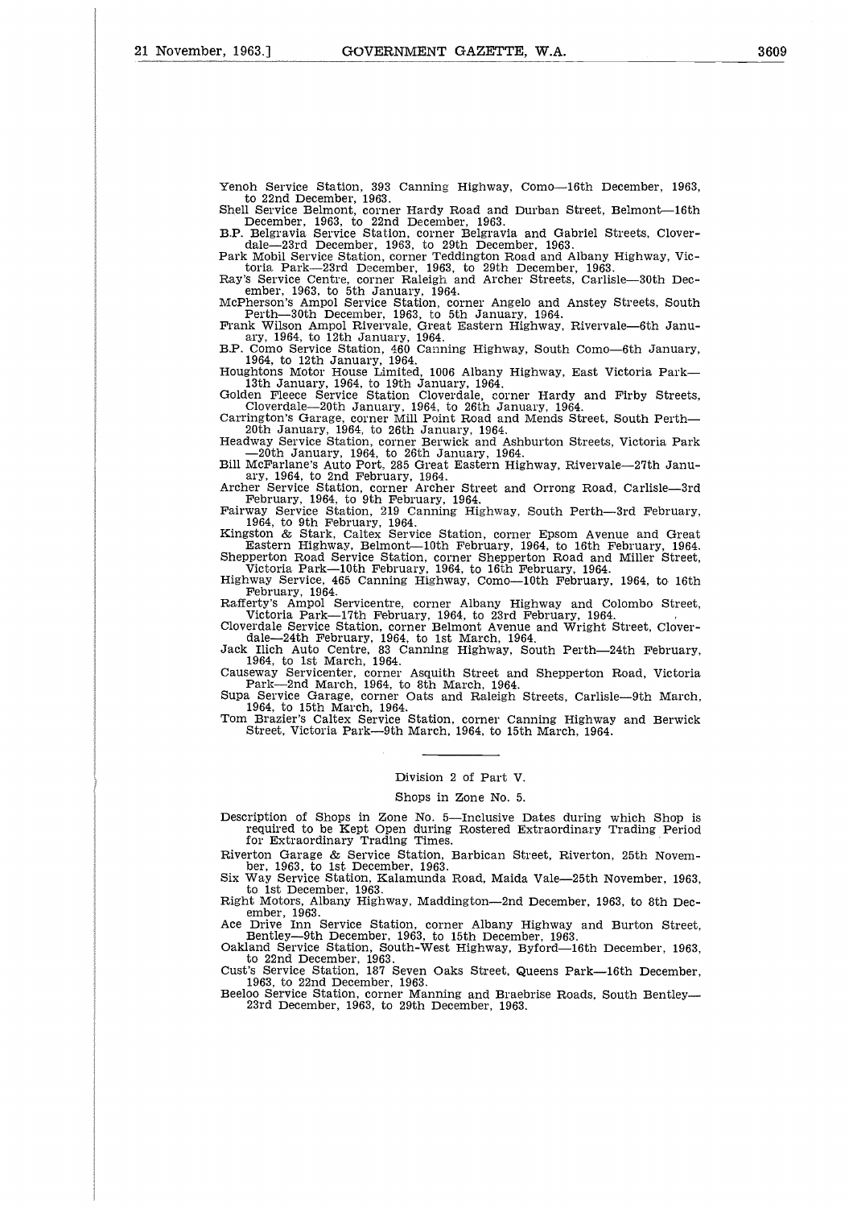Yenoh Service Station, 393 Canning Highway, Como—16th December, 1963, to 22nd December, 1963.

Shell Service Belmont, corner Hardy Road and Durban Street, Belmont—16th December, 1963, to 22nd December, 1963.

B.P. Belgravia Service Station, corner Belgravia and Gabriel Streets, Cloverdale—23rd December, 1963, to 29th December, 1963.

Park Mobil Service Station, corner Teddington Road and Albany Highway, Victoria Park—23rd December, 1963, to 29th December, 1963.

Ray's Service Centre, corner Raleigh and Archer Streets, Carlisle—30th December, 1963, to 5th January, 1964.

McPherson's Ampol Service Station, corner Angelo and Anstey Streets, South Perth—30th December, 1963, to 5th January, 1964.

Frank Wilson Ampol Rivervale, Great Eastern Highway, Rivervale—6th January, 1964, to 12th January, 1964.

B.P. Como Service Station, 460 Canning Highway, South Como—6th January, 1964, to 12th January, 1964.

Houghtons Motor House Limited, 1006 Albany Highway, East Victoria Park—13th January, 1964, to 19th January, 1964.

Golden Fleece Service Station Cloverdale, corner Hardy and Firby Streets, Cloverdale—20th January, 1964, to 26th January, 1964.

Carrington's Garage, corner Mill Point Road and Mends Street, South Perth—20th January, 1964, to 26th January, 1964.

Headway Service Station, corner Berwick and Ashburton Streets, Victoria Park—20th January, 1964, to 26th January, 1964.

Bill McFarlane's Auto Port, 285 Great Eastern Highway, Rivervale—27th January, 1964, to 2nd February, 1964.

Archer Service Station, corner Archer Street and Orrong Road, Carlisle—3rd February, 1964, to 9th February, 1964.

Fairway Service Station, 219 Canning Highway, South Perth—3rd February, 1964, to 9th February, 1964.

Kingston & Stark, Caltex Service Station, corner Epsom Avenue and Great Eastern Highway, Belmont—10th February, 1964, to 16th February, 1964.

Shepperton Road Service Station, corner Shepperton Road and Miller Street, Victoria Park—10th February, 1964, to 16th February, 1964.

Highway Service, 465 Canning Highway, Como—10th February, 1964, to 16th February, 1964.

Rafferty's Ampol Servicentre, corner Albany Highway and Colombo Street, Victoria Park—17th February, 1964, to 23rd February, 1964.

Cloverdale Service Station, corner Belmont Avenue and Wright Street, Cloverdale—24th February, 1964, to 1st March, 1964.

Jack Ilich Auto Centre, 83 Canning Highway, South Perth—24th February, 1964, to 1st March, 1964.

Causeway Servicenter, corner Asquith Street and Shepperton Road, Victoria Park—2nd March, 1964, to 8th March, 1964.

Supa Service Garage, corner Oats and Raleigh Streets, Carlisle—9th March, 1964, to 15th March, 1964.

Tom Brazier's Caltex Service Station, corner Canning Highway and Berwick Street, Victoria Park—9th March, 1964, to 15th March, 1964.

---

Division 2 of Part V.

Shops in Zone No. 5.

Description of Shops in Zone No. 5—Inclusive Dates during which Shop is required to be Kept Open during Rostered Extraordinary Trading Period for Extraordinary Trading Times.

Riverton Garage & Service Station, Barbican Street, Riverton, 25th November, 1963, to 1st December, 1963.

Six Way Service Station, Kalamunda Road, Maida Vale—25th November, 1963, to 1st December, 1963.

Right Motors, Albany Highway, Maddington—2nd December, 1963, to 8th December, 1963.

Ace Drive Inn Service Station, corner Albany Highway and Burton Street, Bentley—9th December, 1963, to 15th December, 1963.

Oakland Service Station, South-West Highway, Byford—16th December, 1963, to 22nd December, 1963.

Cust's Service Station, 187 Seven Oaks Street, Queens Park—16th December, 1963, to 22nd December, 1963.

Beeloo Service Station, corner Manning and Braebrise Roads, South Bentley—23rd December, 1963, to 29th December, 1963.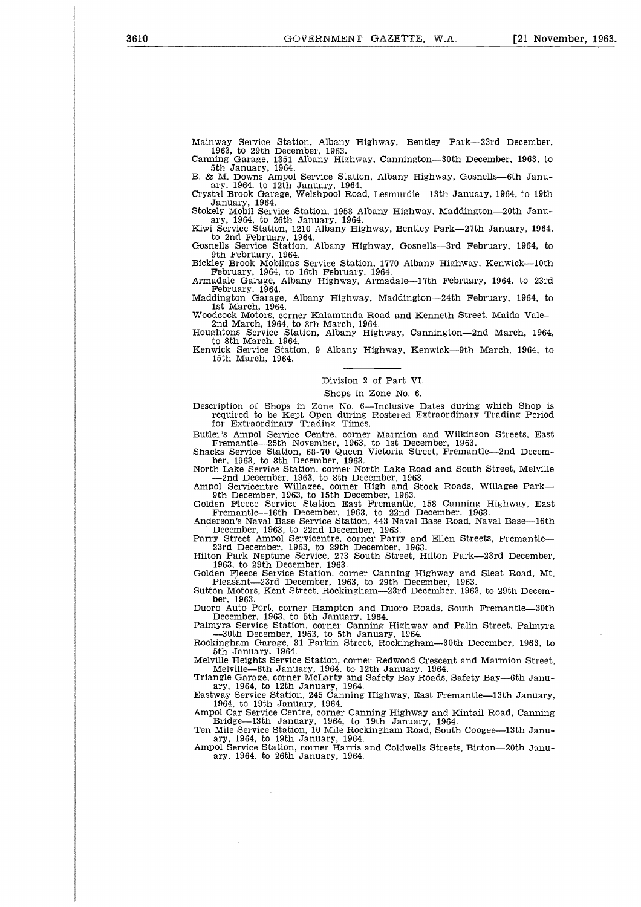Mainway Service Station, Albany Highway, Bentley Park—23rd December, 1963, to 29th December, 1963.

Canning Garage, 1351 Albany Highway, Cannington—30th December, 1963, to 5th January, 1964.

B. & M. Downs Ampol Service Station, Albany Highway, Gosnells—6th January, 1964, to 12th January, 1964.

Crystal Brook Garage, Welshpool Road, Lesmurdie—13th January, 1964, to 19th January, 1964.

Stokely Mobil Service Station, 1958 Albany Highway, Maddington—20th January, 1964, to 26th January, 1964.

Kiwi Service Station, 1210 Albany Highway, Bentley Park—27th January, 1964, to 2nd February, 1964.

Gosnells Service Station, Albany Highway, Gosnells—3rd February, 1964, to 9th February, 1964.

Bickley Brook Mobilgas Service Station, 1770 Albany Highway, Kenwick—10th February, 1964, to 16th February, 1964.

Armadale Garage, Albany Highway, Armadale—17th February, 1964, to 23rd February, 1964.

Maddington Garage, Albany Highway, Maddington—24th February, 1964, to 1st March, 1964.

Woodcock Motors, corner Kalamunda Road and Kenneth Street, Maida Vale—2nd March, 1964, to 8th March, 1964.

Houghtons Service Station, Albany Highway, Cannington—2nd March, 1964, to 8th March, 1964.

Kenwick Service Station, 9 Albany Highway, Kenwick—9th March, 1964, to 15th March, 1964.

---

Division 2 of Part VI.

Shops in Zone No. 6.

Description of Shops in Zone No. 6—Inclusive Dates during which Shop is required to be Kept Open during Rostered Extraordinary Trading Period for Extraordinary Trading Times.

Butler's Ampol Service Centre, corner Marmion and Wilkinson Streets, East Fremantle—25th November, 1963, to 1st December, 1963.

Shacks Service Station, 68-70 Queen Victoria Street, Fremantle—2nd December, 1963, to 8th December, 1963.

North Lake Service Station, corner North Lake Road and South Street, Melville—2nd December, 1963, to 8th December, 1963.

Ampol Servicentre Willagee, corner High and Stock Roads, Willagee Park—9th December, 1963, to 15th December, 1963.

Golden Fleece Service Station East Fremantle, 158 Canning Highway, East Fremantle—16th December, 1963, to 22nd December, 1963.

Anderson's Naval Base Service Station, 443 Naval Base Road, Naval Base—16th December, 1963, to 22nd December, 1963.

Parry Street Ampol Servicentre, corner Parry and Ellen Streets, Fremantle—23rd December, 1963, to 29th December, 1963.

Hilton Park Neptune Service, 273 South Street, Hilton Park—23rd December, 1963, to 29th December, 1963.

Golden Fleece Service Station, corner Canning Highway and Sleat Road, Mt. Pleasant—23rd December, 1963, to 29th December, 1963.

Sutton Motors, Kent Street, Rockingham—23rd December, 1963, to 29th December, 1963.

Duoro Auto Port, corner Hampton and Duoro Roads, South Fremantle—30th December, 1963, to 5th January, 1964.

Palmyra Service Station, corner Canning Highway and Palin Street, Palmyra—30th December, 1963, to 5th January, 1964.

Rockingham Garage, 31 Parkin Street, Rockingham—30th December, 1963, to 5th January, 1964.

Melville Heights Service Station, corner Redwood Crescent and Marmion Street, Melville—6th January, 1964, to 12th January, 1964.

Triangle Garage, corner McLarty and Safety Bay Roads, Safety Bay—6th January, 1964, to 12th January, 1964.

Eastway Service Station, 245 Canning Highway, East Fremantle—13th January, 1964, to 19th January, 1964.

Ampol Car Service Centre, corner Canning Highway and Kintail Road, Canning Bridge—13th January, 1964, to 19th January, 1964.

Ten Mile Service Station, 10 Mile Rockingham Road, South Coogee—13th January, 1964, to 19th January, 1964.

Ampol Service Station, corner Harris and Coldwells Streets, Bicton—20th January, 1964, to 26th January, 1964.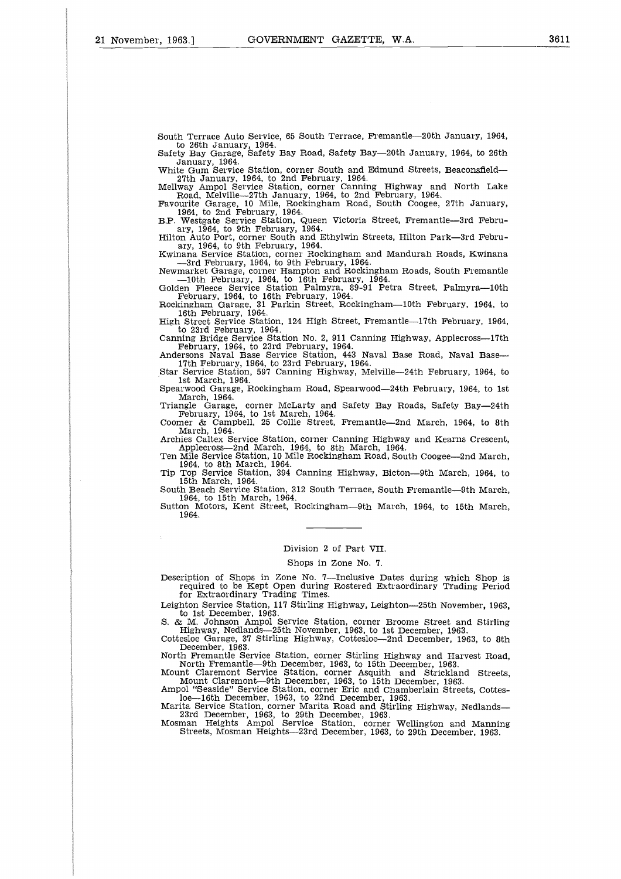South Terrace Auto Service, 65 South Terrace, Fremantle—20th January, 1964, to 26th January, 1964.

Safety Bay Garage, Safety Bay Road, Safety Bay—20th January, 1964, to 26th January, 1964.

White Gum Service Station, corner South and Edmund Streets, Beaconsfield—27th January, 1964, to 2nd February, 1964.

Mellway Ampol Service Station, corner Canning Highway and North Lake Road, Melville—27th January, 1964, to 2nd February, 1964.

Favourite Garage, 10 Mile, Rockingham Road, South Coogee, 27th January, 1964, to 2nd February, 1964.

B.P. Westgate Service Station, Queen Victoria Street, Fremantle—3rd February, 1964, to 9th February, 1964.

Hilton Auto Port, corner South and Ethylwin Streets, Hilton Park—3rd February, 1964, to 9th February, 1964.

Kwinana Service Station, corner Rockingham and Mandurah Roads, Kwinana—3rd February, 1964, to 9th February, 1964.

Newmarket Garage, corner Hampton and Rockingham Roads, South Fremantle—10th February, 1964, to 16th February, 1964.

Golden Fleece Service Station Palmyra, 89-91 Petra Street, Palmyra—10th February, 1964, to 16th February, 1964.

Rockingham Garage, 31 Parkin Street, Rockingham—10th February, 1964, to 16th February, 1964.

High Street Service Station, 124 High Street, Fremantle—17th February, 1964, to 23rd February, 1964.

Canning Bridge Service Station No. 2, 911 Canning Highway, Applecross—17th February, 1964, to 23rd February, 1964.

Andersons Naval Base Service Station, 443 Naval Base Road, Naval Base—17th February, 1964, to 23rd February, 1964.

Star Service Station, 597 Canning Highway, Melville—24th February, 1964, to 1st March, 1964.

Spearwood Garage, Rockingham Road, Spearwood—24th February, 1964, to 1st March, 1964.

Triangle Garage, corner McLarty and Safety Bay Roads, Safety Bay—24th February, 1964, to 1st March, 1964.

Coomer & Campbell, 25 Collie Street, Fremantle—2nd March, 1964, to 8th March, 1964.

Archies Caltex Service Station, corner Canning Highway and Kearns Crescent, Applecross—2nd March, 1964, to 8th March, 1964.

Ten Mile Service Station, 10 Mile Rockingham Road, South Coogee—2nd March, 1964, to 8th March, 1964.

Tip Top Service Station, 394 Canning Highway, Bicton—9th March, 1964, to 15th March, 1964.

South Beach Service Station, 312 South Terrace, South Fremantle—9th March, 1964, to 15th March, 1964.

Sutton Motors, Kent Street, Rockingham—9th March, 1964, to 15th March, 1964.

---

Division 2 of Part VII.

Shops in Zone No. 7.

Description of Shops in Zone No. 7—Inclusive Dates during which Shop is required to be Kept Open during Rostered Extraordinary Trading Period for Extraordinary Trading Times.

Leighton Service Station, 117 Stirling Highway, Leighton—25th November, 1963, to 1st December, 1963.

S. & M. Johnson Ampol Service Station, corner Broome Street and Stirling Highway, Nedlands—25th November, 1963, to 1st December, 1963.

Cottesloe Garage, 37 Stirling Highway, Cottesloe—2nd December, 1963, to 8th December, 1963.

North Fremantle Service Station, corner Stirling Highway and Harvest Road, North Fremantle—9th December, 1963, to 15th December, 1963.

Mount Claremont Service Station, corner Asquith and Strickland Streets, Mount Claremont—9th December, 1963, to 15th December, 1963.

Ampol "Seaside" Service Station, corner Eric and Chamberlain Streets, Cottesloe—16th December, 1963, to 22nd December, 1963.

Marita Service Station, corner Marita Road and Stirling Highway, Nedlands—23rd December, 1963, to 29th December, 1963.

Mosman Heights Ampol Service Station, corner Wellington and Manning Streets, Mosman Heights—23rd December, 1963, to 29th December, 1963.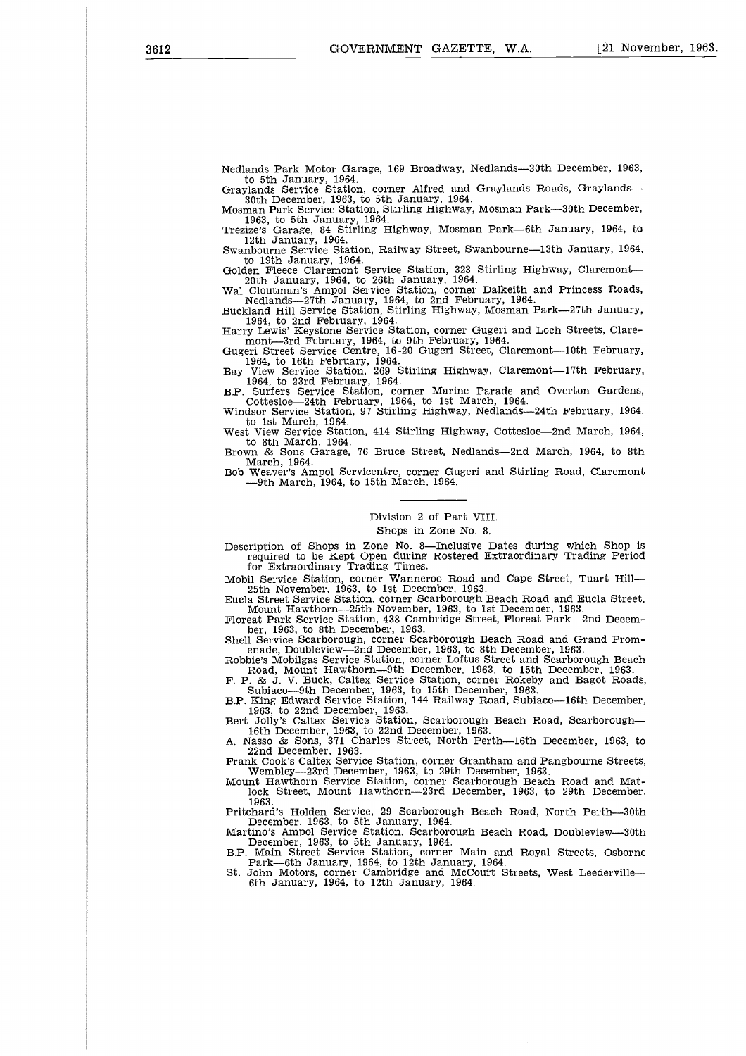Nedlands Park Motor Garage, 169 Broadway, Nedlands—30th December, 1963, to 5th January, 1964.

Graylands Service Station, corner Alfred and Graylands Roads, Graylands—30th December, 1963, to 5th January, 1964.

Mosman Park Service Station, Stirling Highway, Mosman Park—30th December, 1963, to 5th January, 1964.

Trezize's Garage, 84 Stirling Highway, Mosman Park—6th January, 1964, to 12th January, 1964.

Swanbourne Service Station, Railway Street, Swanbourne—13th January, 1964, to 19th January, 1964.

Golden Fleece Claremont Service Station, 323 Stirling Highway, Claremont—20th January, 1964, to 26th January, 1964.

Wal Cloutman's Ampol Service Station, corner Dalkeith and Princess Roads, Nedlands—27th January, 1964, to 2nd February, 1964.

Buckland Hill Service Station, Stirling Highway, Mosman Park—27th January, 1964, to 2nd February, 1964.

Harry Lewis' Keystone Service Station, corner Gugeri and Loch Streets, Claremont—3rd February, 1964, to 9th February, 1964.

Gugeri Street Service Centre, 16-20 Gugeri Street, Claremont—10th February, 1964, to 16th February, 1964.

Bay View Service Station, 269 Stirling Highway, Claremont—17th February, 1964, to 23rd February, 1964.

B.P. Surfers Service Station, corner Marine Parade and Overton Gardens, Cottesloe—24th February, 1964, to 1st March, 1964.

Windsor Service Station, 97 Stirling Highway, Nedlands—24th February, 1964, to 1st March, 1964.

West View Service Station, 414 Stirling Highway, Cottesloe—2nd March, 1964, to 8th March, 1964.

Brown & Sons Garage, 76 Bruce Street, Nedlands—2nd March, 1964, to 8th March, 1964.

Bob Weaver's Ampol Servicentre, corner Gugeri and Stirling Road, Claremont—9th March, 1964, to 15th March, 1964.

---

Division 2 of Part VIII.

Shops in Zone No. 8.

Description of Shops in Zone No. 8—Inclusive Dates during which Shop is required to be Kept Open during Rostered Extraordinary Trading Period for Extraordinary Trading Times.

Mobil Service Station, corner Wanneroo Road and Cape Street, Tuart Hill—25th November, 1963, to 1st December, 1963.

Eucla Street Service Station, corner Scarborough Beach Road and Eucla Street, Mount Hawthorn—25th November, 1963, to 1st December, 1963.

Floreat Park Service Station, 438 Cambridge Street, Floreat Park—2nd December, 1963, to 8th December, 1963.

Shell Service Scarborough, corner Scarborough Beach Road and Grand Promenade, Doubleview—2nd December, 1963, to 8th December, 1963.

Robbie's Mobilgas Service Station, corner Loftus Street and Scarborough Beach Road, Mount Hawthorn—9th December, 1963, to 15th December, 1963.

F. P. & J. V. Buck, Caltex Service Station, corner Rokeby and Bagot Roads, Subiaco—9th December, 1963, to 15th December, 1963.

B.P. King Edward Service Station, 144 Railway Road, Subiaco—16th December, 1963, to 22nd December, 1963.

Bert Jolly's Caltex Service Station, Scarborough Beach Road, Scarborough—16th December, 1963, to 22nd December, 1963.

A. Nasso & Sons, 371 Charles Street, North Perth—16th December, 1963, to 22nd December, 1963.

Frank Cook's Caltex Service Station, corner Grantham and Pangbourne Streets, Wembley—23rd December, 1963, to 29th December, 1963.

Mount Hawthorn Service Station, corner Scarborough Beach Road and Matlock Street, Mount Hawthorn—23rd December, 1963, to 29th December, 1963.

Pritchard's Holden Service, 29 Scarborough Beach Road, North Perth—30th December, 1963, to 5th January, 1964.

Martino's Ampol Service Station, Scarborough Beach Road, Doubleview—30th December, 1963, to 5th January, 1964.

B.P. Main Street Service Station, corner Main and Royal Streets, Osborne Park—6th January, 1964, to 12th January, 1964.

St. John Motors, corner Cambridge and McCourt Streets, West Leederville—6th January, 1964, to 12th January, 1964.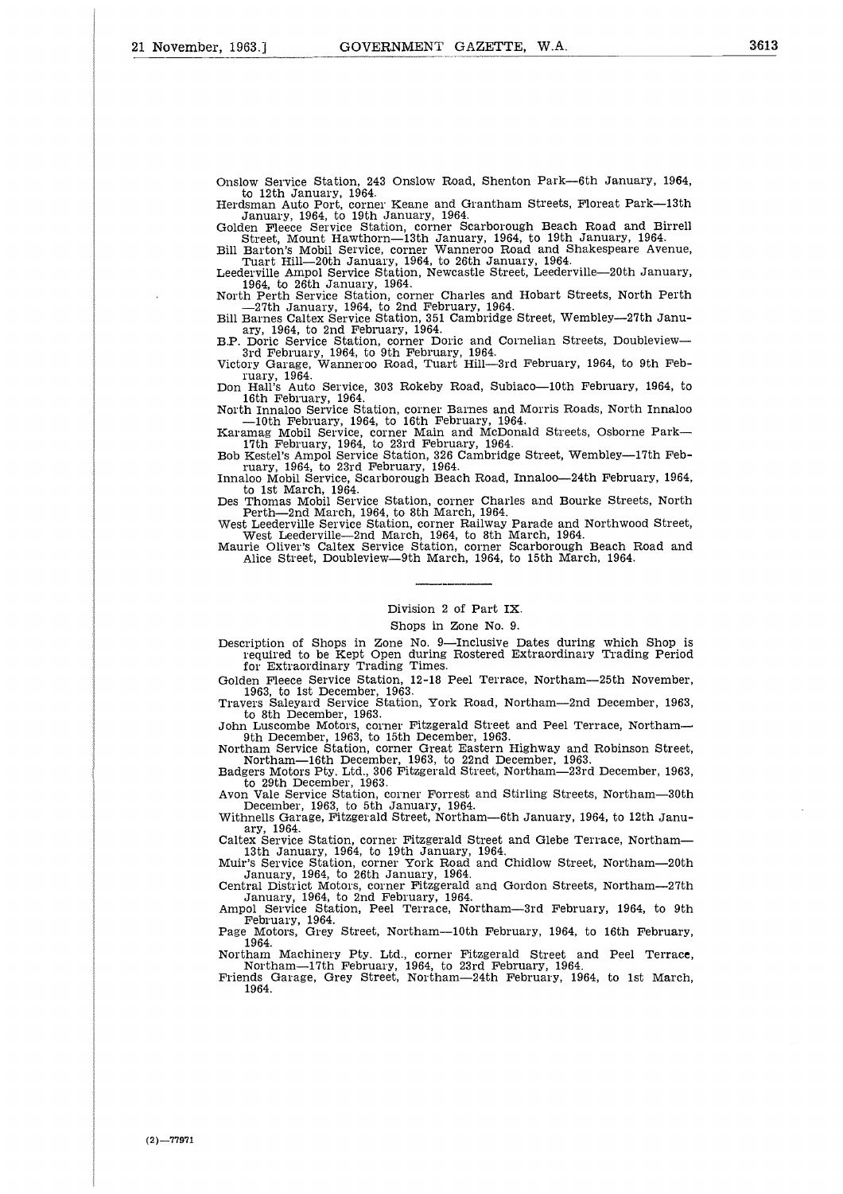Onslow Service Station, 243 Onslow Road, Shenton Park—6th January, 1964, to 12th January, 1964.

Herdsman Auto Port, corner Keane and Grantham Streets, Floreat Park—13th January, 1964, to 19th January, 1964.

Golden Fleece Service Station, corner Scarborough Beach Road and Birrell Street, Mount Hawthorn—13th January, 1964, to 19th January, 1964.

Bill Barton's Mobil Service, corner Wanneroo Road and Shakespeare Avenue, Tuart Hill—20th January, 1964, to 26th January, 1964.

Leederville Ampol Service Station, Newcastle Street, Leederville—20th January, 1964, to 26th January, 1964.

North Perth Service Station, corner Charles and Hobart Streets, North Perth —27th January, 1964, to 2nd February, 1964.

Bill Barnes Caltex Service Station, 351 Cambridge Street, Wembley—27th January, 1964, to 2nd February, 1964.

B.P. Doric Service Station, corner Doric and Cornelian Streets, Doubleview—3rd February, 1964, to 9th February, 1964.

Victory Garage, Wanneroo Road, Tuart Hill—3rd February, 1964, to 9th February, 1964.

Don Hall's Auto Service, 303 Rokeby Road, Subiaco—10th February, 1964, to 16th February, 1964.

North Innaloo Service Station, corner Barnes and Morris Roads, North Innaloo —10th February, 1964, to 16th February, 1964.

Karamag Mobil Service, corner Main and McDonald Streets, Osborne Park—17th February, 1964, to 23rd February, 1964.

Bob Kestel's Ampol Service Station, 326 Cambridge Street, Wembley—17th February, 1964, to 23rd February, 1964.

Innaloo Mobil Service, Scarborough Beach Road, Innaloo—24th February, 1964, to 1st March, 1964.

Des Thomas Mobil Service Station, corner Charles and Bourke Streets, North Perth—2nd March, 1964, to 8th March, 1964.

West Leederville Service Station, corner Railway Parade and Northwood Street, West Leederville—2nd March, 1964, to 8th March, 1964.

Maurie Oliver's Caltex Service Station, corner Scarborough Beach Road and Alice Street, Doubleview—9th March, 1964, to 15th March, 1964.

---

Division 2 of Part IX.

Shops in Zone No. 9.

Description of Shops in Zone No. 9—Inclusive Dates during which Shop is required to be Kept Open during Rostered Extraordinary Trading Period for Extraordinary Trading Times.

Golden Fleece Service Station, 12-18 Peel Terrace, Northam—25th November, 1963, to 1st December, 1963.

Travers Saleyard Service Station, York Road, Northam—2nd December, 1963, to 8th December, 1963.

John Luscombe Motors, corner Fitzgerald Street and Peel Terrace, Northam—9th December, 1963, to 15th December, 1963.

Northam Service Station, corner Great Eastern Highway and Robinson Street, Northam—16th December, 1963, to 22nd December, 1963.

Badgers Motors Pty. Ltd., 306 Fitzgerald Street, Northam—23rd December, 1963, to 29th December, 1963.

Avon Vale Service Station, corner Forrest and Stirling Streets, Northam—30th December, 1963, to 5th January, 1964.

Withnells Garage, Fitzgerald Street, Northam—6th January, 1964, to 12th January, 1964.

Caltex Service Station, corner Fitzgerald Street and Glebe Terrace, Northam—13th January, 1964, to 19th January, 1964.

Muir's Service Station, corner York Road and Chidlow Street, Northam—20th January, 1964, to 26th January, 1964.

Central District Motors, corner Fitzgerald and Gordon Streets, Northam—27th January, 1964, to 2nd February, 1964.

Ampol Service Station, Peel Terrace, Northam—3rd February, 1964, to 9th February, 1964.

Page Motors, Grey Street, Northam—10th February, 1964, to 16th February, 1964.

Northam Machinery Pty. Ltd., corner Fitzgerald Street and Peel Terrace, Northam—17th February, 1964, to 23rd February, 1964.

Friends Garage, Grey Street, Northam—24th February, 1964, to 1st March, 1964.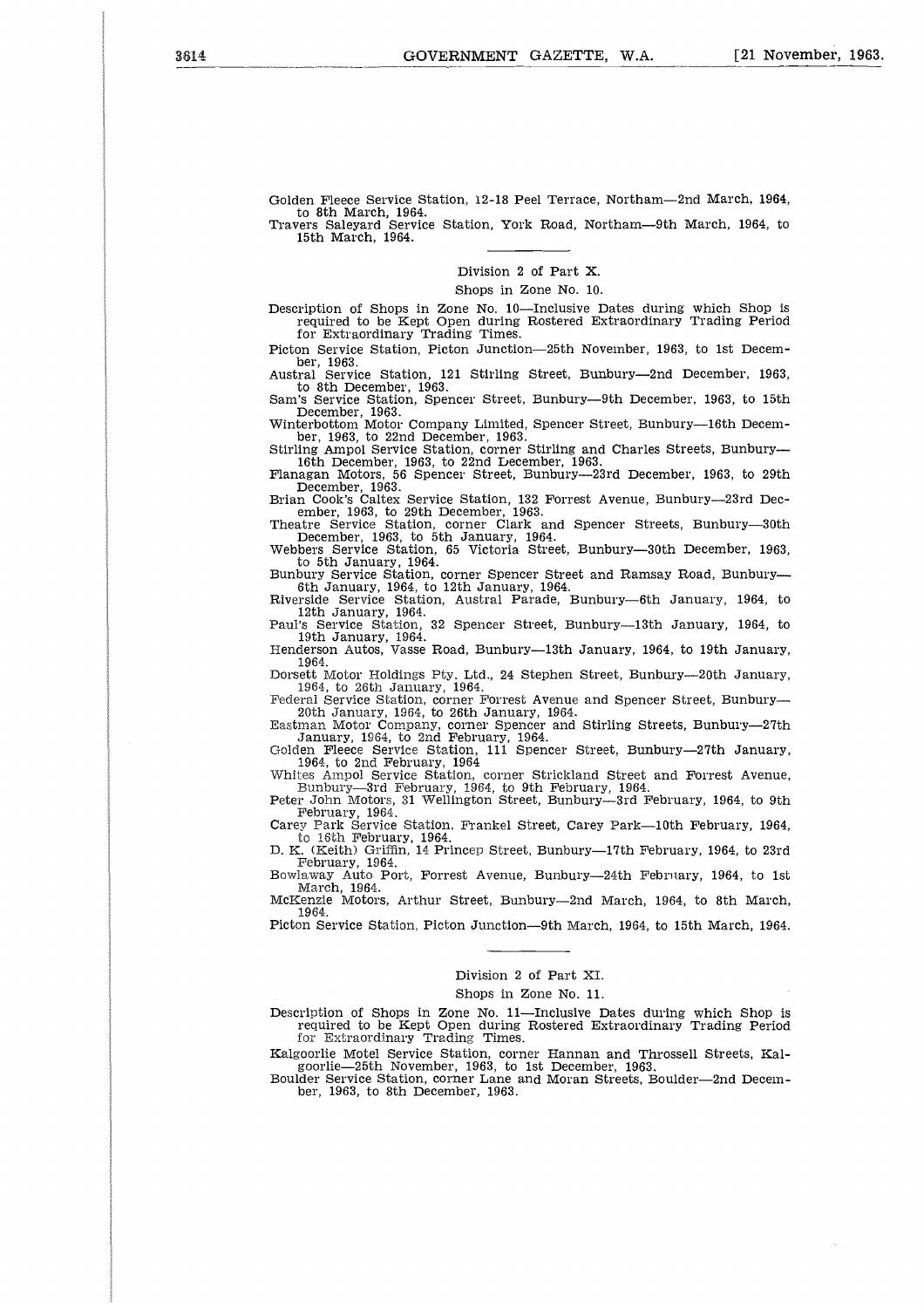Golden Fleece Service Station, 12-18 Peel Terrace, Northam—2nd March, 1964, to 8th March, 1964.

Travers Saleyard Service Station, York Road, Northam—9th March, 1964, to 15th March, 1964.

---

Division 2 of Part X.

Shops in Zone No. 10.

Description of Shops in Zone No. 10—Inclusive Dates during which Shop is required to be Kept Open during Rostered Extraordinary Trading Period for Extraordinary Trading Times.

Picton Service Station, Picton Junction—25th November, 1963, to 1st December, 1963.

Austral Service Station, 121 Stirling Street, Bunbury—2nd December, 1963, to 8th December, 1963.

Sam's Service Station, Spencer Street, Bunbury—9th December, 1963, to 15th December, 1963.

Winterbottom Motor Company Limited, Spencer Street, Bunbury—16th December, 1963, to 22nd December, 1963.

Stirling Ampol Service Station, corner Stirling and Charles Streets, Bunbury—16th December, 1963, to 22nd December, 1963.

Flanagan Motors, 56 Spencer Street, Bunbury—23rd December, 1963, to 29th December, 1963.

Brian Cook's Caltex Service Station, 132 Forrest Avenue, Bunbury—23rd December, 1963, to 29th December, 1963.

Theatre Service Station, corner Clark and Spencer Streets, Bunbury—30th December, 1963, to 5th January, 1964.

Webbers Service Station, 65 Victoria Street, Bunbury—30th December, 1963, to 5th January, 1964.

Bunbury Service Station, corner Spencer Street and Ramsay Road, Bunbury—6th January, 1964, to 12th January, 1964.

Riverside Service Station, Austral Parade, Bunbury—6th January, 1964, to 12th January, 1964.

Paul's Service Station, 32 Spencer Street, Bunbury—13th January, 1964, to 19th January, 1964.

Henderson Autos, Vasse Road, Bunbury—13th January, 1964, to 19th January, 1964.

Dorsett Motor Holdings Pty. Ltd., 24 Stephen Street, Bunbury—20th January, 1964, to 26th January, 1964.

Federal Service Station, corner Forrest Avenue and Spencer Street, Bunbury—20th January, 1964, to 26th January, 1964.

Eastman Motor Company, corner Spencer and Stirling Streets, Bunbury—27th January, 1964, to 2nd February, 1964.

Golden Fleece Service Station, 111 Spencer Street, Bunbury—27th January, 1964, to 2nd February, 1964

Whites Ampol Service Station, corner Strickland Street and Forrest Avenue, Bunbury—3rd February, 1964, to 9th February, 1964.

Peter John Motors, 31 Wellington Street, Bunbury—3rd February, 1964, to 9th February, 1964.

Carey Park Service Station, Frankel Street, Carey Park—10th February, 1964, to 16th February, 1964.

D. K. (Keith) Griffin, 14 Princep Street, Bunbury—17th February, 1964, to 23rd February, 1964.

Bowlaway Auto Port, Forrest Avenue, Bunbury—24th February, 1964, to 1st March, 1964.

McKenzie Motors, Arthur Street, Bunbury—2nd March, 1964, to 8th March, 1964.

Picton Service Station, Picton Junction—9th March, 1964, to 15th March, 1964.

---

Division 2 of Part XI.

Shops in Zone No. 11.

Description of Shops in Zone No. 11—Inclusive Dates during which Shop is required to be Kept Open during Rostered Extraordinary Trading Period for Extraordinary Trading Times.

Kalgoorlie Motel Service Station, corner Hannan and Throssell Streets, Kalgoorlie—25th November, 1963, to 1st December, 1963.

Boulder Service Station, corner Lane and Moran Streets, Boulder—2nd December, 1963, to 8th December, 1963.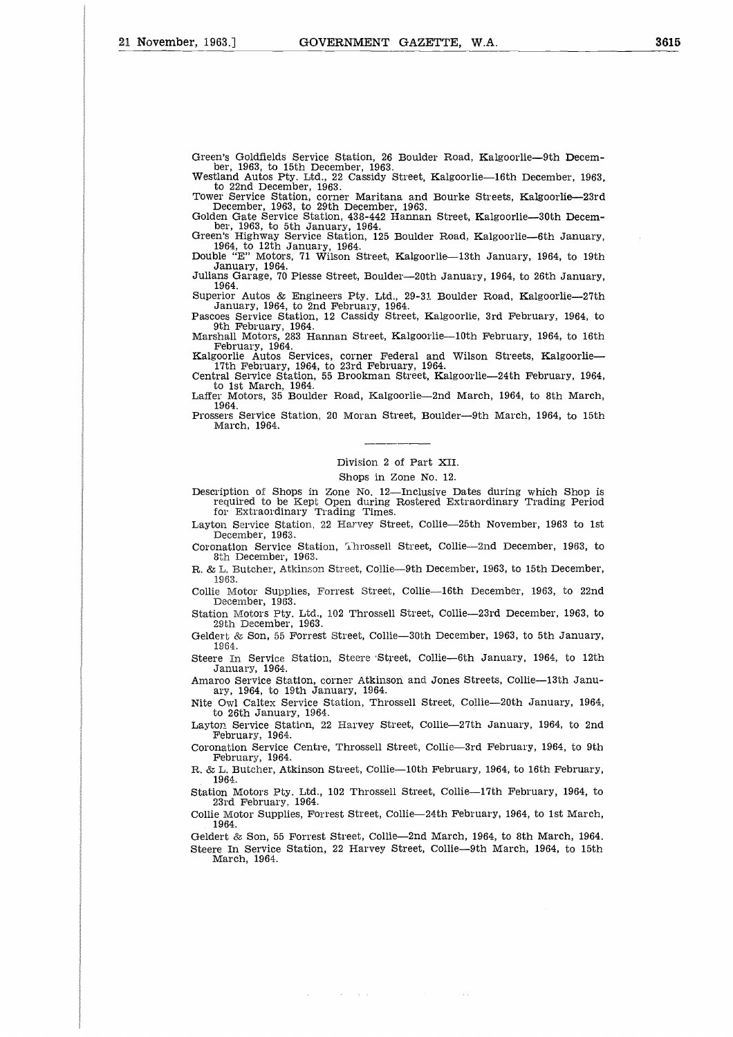Green's Goldfields Service Station, 26 Boulder Road, Kalgoorlie—9th December, 1963, to 15th December, 1963.

Westland Autos Pty. Ltd., 22 Cassidy Street, Kalgoorlie—16th December, 1963, to 22nd December, 1963.

Tower Service Station, corner Maritana and Bourke Streets, Kalgoorlie—23rd December, 1963, to 29th December, 1963.

Golden Gate Service Station, 438-442 Hannan Street, Kalgoorlie—30th December, 1963, to 5th January, 1964.

Green's Highway Service Station, 125 Boulder Road, Kalgoorlie—6th January, 1964, to 12th January, 1964.

Double "E" Motors, 71 Wilson Street, Kalgoorlie—13th January, 1964, to 19th January, 1964.

Julians Garage, 70 Piesse Street, Boulder—20th January, 1964, to 26th January, 1964.

Superior Autos & Engineers Pty. Ltd., 29-31 Boulder Road, Kalgoorlie—27th January, 1964, to 2nd February, 1964.

Pascoes Service Station, 12 Cassidy Street, Kalgoorlie, 3rd February, 1964, to 9th February, 1964.

Marshall Motors, 283 Hannan Street, Kalgoorlie—10th February, 1964, to 16th February, 1964.

Kalgoorlie Autos Services, corner Federal and Wilson Streets, Kalgoorlie—17th February, 1964, to 23rd February, 1964.

Central Service Station, 55 Brookman Street, Kalgoorlie—24th February, 1964, to 1st March, 1964.

Laffer Motors, 35 Boulder Road, Kalgoorlie—2nd March, 1964, to 8th March, 1964.

Prossers Service Station, 20 Moran Street, Boulder—9th March, 1964, to 15th March, 1964.

---

Division 2 of Part XII.

Shops in Zone No. 12.

Description of Shops in Zone No. 12—Inclusive Dates during which Shop is required to be Kept Open during Rostered Extraordinary Trading Period for Extraordinary Trading Times.

Layton Service Station, 22 Harvey Street, Collie—25th November, 1963 to 1st December, 1963.

Coronation Service Station, Throssell Street, Collie—2nd December, 1963, to 8th December, 1963.

R. & L. Butcher, Atkinson Street, Collie—9th December, 1963, to 15th December, 1963.

Collie Motor Supplies, Forrest Street, Collie—16th December, 1963, to 22nd December, 1963.

Station Motors Pty. Ltd., 102 Throssell Street, Collie—23rd December, 1963, to 29th December, 1963.

Geldert & Son, 55 Forrest Street, Collie—30th December, 1963, to 5th January, 1964.

Steere In Service Station, Steere Street, Collie—6th January, 1964, to 12th January, 1964.

Amaroo Service Station, corner Atkinson and Jones Streets, Collie—13th January, 1964, to 19th January, 1964.

Nite Owl Caltex Service Station, Throssell Street, Collie—20th January, 1964, to 26th January, 1964.

Layton Service Station, 22 Harvey Street, Collie—27th January, 1964, to 2nd February, 1964.

Coronation Service Centre, Throssell Street, Collie—3rd February, 1964, to 9th February, 1964.

R. & L. Butcher, Atkinson Street, Collie—10th February, 1964, to 16th February, 1964.

Station Motors Pty. Ltd., 102 Throssell Street, Collie—17th February, 1964, to 23rd February, 1964.

Collie Motor Supplies, Forrest Street, Collie—24th February, 1964, to 1st March, 1964.

Geldert & Son, 55 Forrest Street, Collie—2nd March, 1964, to 8th March, 1964.

Steere In Service Station, 22 Harvey Street, Collie—9th March, 1964, to 15th March, 1964.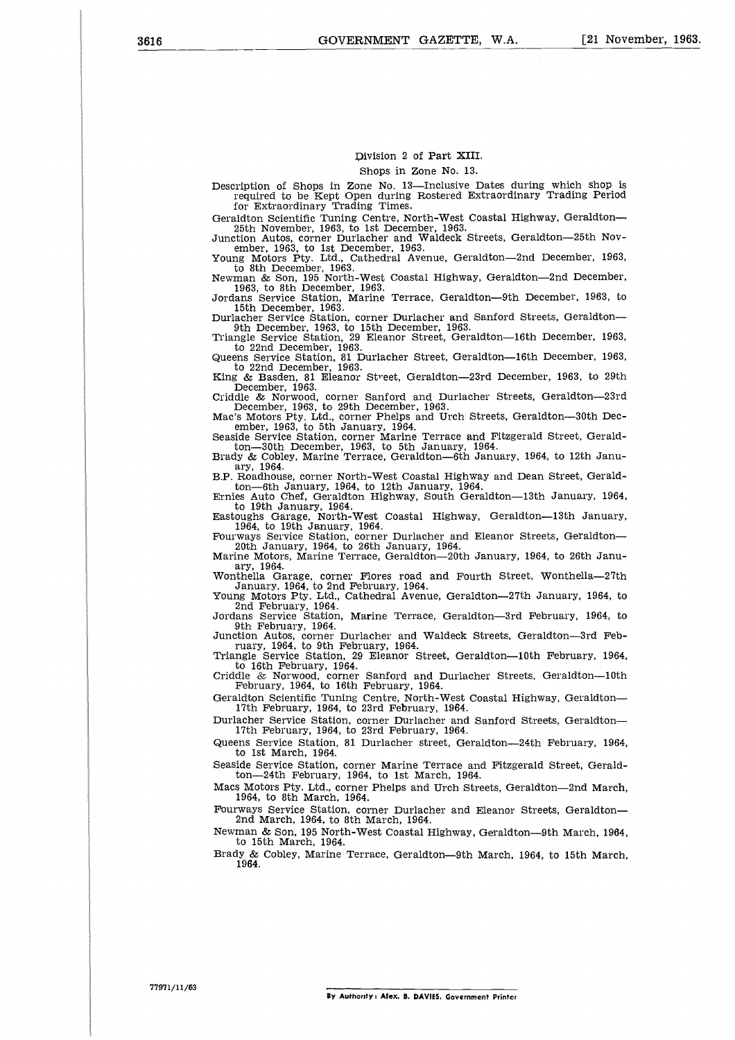Division 2 of Part XIII.

Shops in Zone No. 13.

Description of Shops in Zone No. 13—Inclusive Dates during which shop is required to be Kept Open during Rostered Extraordinary Trading Period for Extraordinary Trading Times.

Geraldton Scientific Tuning Centre, North-West Coastal Highway, Geraldton—25th November, 1963, to 1st December, 1963.

Junction Autos, corner Durlacher and Waldeck Streets, Geraldton—25th November, 1963, to 1st December, 1963.

Young Motors Pty. Ltd., Cathedral Avenue, Geraldton—2nd December, 1963, to 8th December, 1963.

Newman & Son, 195 North-West Coastal Highway, Geraldton—2nd December, 1963, to 8th December, 1963.

Jordans Service Station, Marine Terrace, Geraldton—9th December, 1963, to 15th December, 1963.

Durlacher Service Station, corner Durlacher and Sanford Streets, Geraldton—9th December, 1963, to 15th December, 1963.

Triangle Service Station, 29 Eleanor Street, Geraldton—16th December, 1963, to 22nd December, 1963.

Queens Service Station, 81 Durlacher Street, Geraldton—16th December, 1963, to 22nd December, 1963.

King & Basden, 81 Eleanor Street, Geraldton—23rd December, 1963, to 29th December, 1963.

Criddle & Norwood, corner Sanford and Durlacher Streets, Geraldton—23rd December, 1963, to 29th December, 1963.

Mac's Motors Pty. Ltd., corner Phelps and Urch Streets, Geraldton—30th December, 1963, to 5th January, 1964.

Seaside Service Station, corner Marine Terrace and Fitzgerald Street, Geraldton—30th December, 1963, to 5th January, 1964.

Brady & Cobley, Marine Terrace, Geraldton—6th January, 1964, to 12th January, 1964.

B.P. Roadhouse, corner North-West Coastal Highway and Dean Street, Geraldton—6th January, 1964, to 12th January, 1964.

Ernies Auto Chef, Geraldton Highway, South Geraldton—13th January, 1964, to 19th January, 1964.

Eastoughs Garage, North-West Coastal Highway, Geraldton—13th January, 1964, to 19th January, 1964.

Fourways Service Station, corner Durlacher and Eleanor Streets, Geraldton—20th January, 1964, to 26th January, 1964.

Marine Motors, Marine Terrace, Geraldton—20th January, 1964, to 26th January, 1964.

Wonthella Garage, corner Flores road and Fourth Street, Wonthella—27th January, 1964, to 2nd February, 1964.

Young Motors Pty. Ltd., Cathedral Avenue, Geraldton—27th January, 1964, to 2nd February, 1964.

Jordans Service Station, Marine Terrace, Geraldton—3rd February, 1964, to 9th February, 1964.

Junction Autos, corner Durlacher and Waldeck Streets, Geraldton—3rd February, 1964, to 9th February, 1964.

Triangle Service Station, 29 Eleanor Street, Geraldton—10th February, 1964, to 16th February, 1964.

Criddle & Norwood, corner Sanford and Durlacher Streets, Geraldton—10th February, 1964, to 16th February, 1964.

Geraldton Scientific Tuning Centre, North-West Coastal Highway, Geraldton—17th February, 1964, to 23rd February, 1964.

Durlacher Service Station, corner Durlacher and Sanford Streets, Geraldton—17th February, 1964, to 23rd February, 1964.

Queens Service Station, 81 Durlacher street, Geraldton—24th February, 1964, to 1st March, 1964.

Seaside Service Station, corner Marine Terrace and Fitzgerald Street, Geraldton—24th February, 1964, to 1st March, 1964.

Macs Motors Pty. Ltd., corner Phelps and Urch Streets, Geraldton—2nd March, 1964, to 8th March, 1964.

Fourways Service Station, corner Durlacher and Eleanor Streets, Geraldton—2nd March, 1964, to 8th March, 1964.

Newman & Son, 195 North-West Coastal Highway, Geraldton—9th March, 1964, to 15th March, 1964.

Brady & Cobley, Marine Terrace, Geraldton—9th March, 1964, to 15th March, 1964.

77971/11/63

By Authority: Alex. B. DAVIES, Government Printer